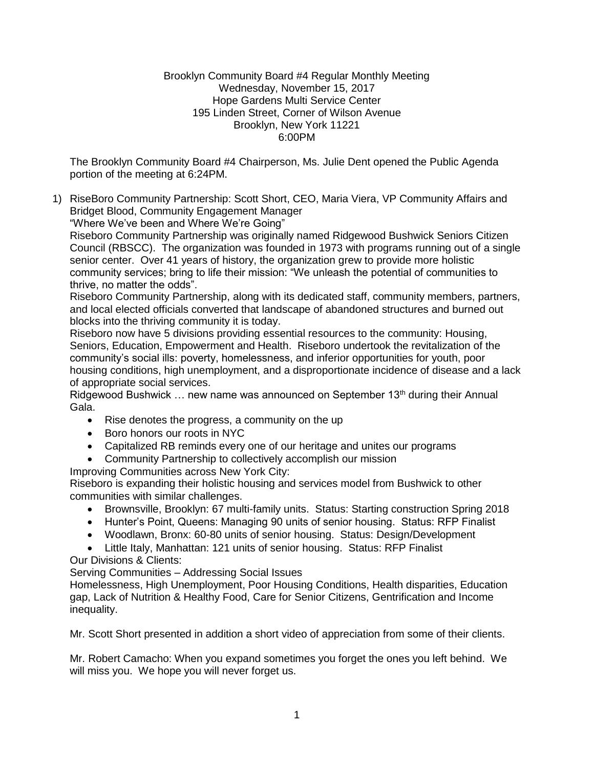Brooklyn Community Board #4 Regular Monthly Meeting
Wednesday, November 15, 2017
Hope Gardens Multi Service Center
195 Linden Street, Corner of Wilson Avenue
Brooklyn, New York 11221
6:00PM

The Brooklyn Community Board #4 Chairperson, Ms. Julie Dent opened the Public Agenda portion of the meeting at 6:24PM.

1) RiseBoro Community Partnership: Scott Short, CEO, Maria Viera, VP Community Affairs and Bridget Blood, Community Engagement Manager
"Where We've been and Where We're Going"
Riseboro Community Partnership was originally named Ridgewood Bushwick Seniors Citizen Council (RBSCC). The organization was founded in 1973 with programs running out of a single senior center. Over 41 years of history, the organization grew to provide more holistic community services; bring to life their mission: "We unleash the potential of communities to thrive, no matter the odds".
Riseboro Community Partnership, along with its dedicated staff, community members, partners, and local elected officials converted that landscape of abandoned structures and burned out blocks into the thriving community it is today.
Riseboro now have 5 divisions providing essential resources to the community: Housing, Seniors, Education, Empowerment and Health. Riseboro undertook the revitalization of the community's social ills: poverty, homelessness, and inferior opportunities for youth, poor housing conditions, high unemployment, and a disproportionate incidence of disease and a lack of appropriate social services.
Ridgewood Bushwick … new name was announced on September 13th during their Annual Gala.
    - Rise denotes the progress, a community on the up
    - Boro honors our roots in NYC
    - Capitalized RB reminds every one of our heritage and unites our programs
    - Community Partnership to collectively accomplish our mission

   Improving Communities across New York City:
   Riseboro is expanding their holistic housing and services model from Bushwick to other communities with similar challenges.
    - Brownsville, Brooklyn: 67 multi-family units. Status: Starting construction Spring 2018
    - Hunter's Point, Queens: Managing 90 units of senior housing. Status: RFP Finalist
    - Woodlawn, Bronx: 60-80 units of senior housing. Status: Design/Development
    - Little Italy, Manhattan: 121 units of senior housing. Status: RFP Finalist

   Our Divisions & Clients:
   Serving Communities – Addressing Social Issues
   Homelessness, High Unemployment, Poor Housing Conditions, Health disparities, Education gap, Lack of Nutrition & Healthy Food, Care for Senior Citizens, Gentrification and Income inequality.

   Mr. Scott Short presented in addition a short video of appreciation from some of their clients.

   Mr. Robert Camacho: When you expand sometimes you forget the ones you left behind. We will miss you. We hope you will never forget us.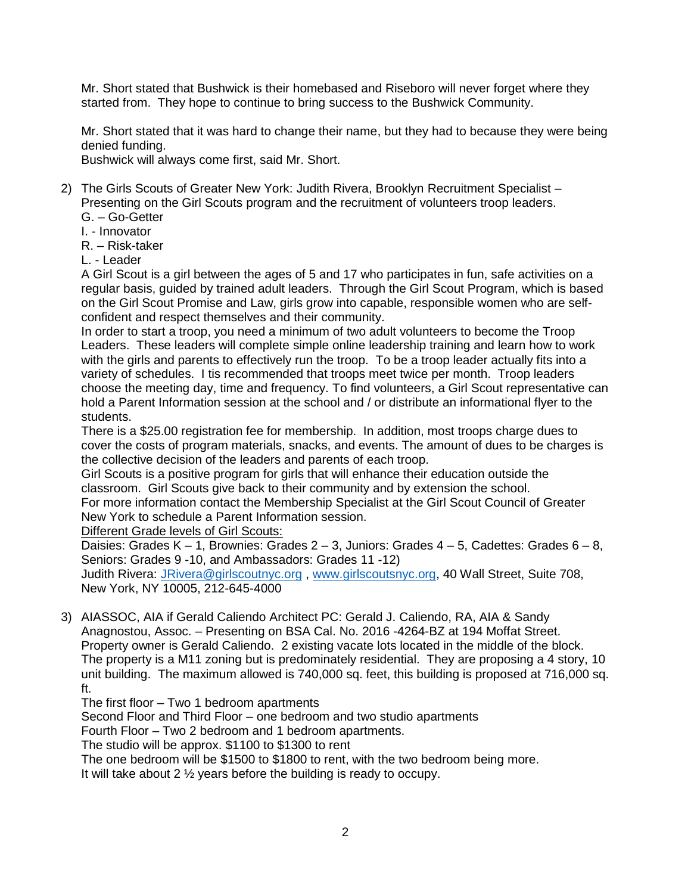Mr. Short stated that Bushwick is their homebased and Riseboro will never forget where they started from. They hope to continue to bring success to the Bushwick Community.

Mr. Short stated that it was hard to change their name, but they had to because they were being denied funding.
Bushwick will always come first, said Mr. Short.

2) The Girls Scouts of Greater New York: Judith Rivera, Brooklyn Recruitment Specialist – Presenting on the Girl Scouts program and the recruitment of volunteers troop leaders.
   G. – Go-Getter
   I. - Innovator
   R. – Risk-taker
   L. - Leader
   A Girl Scout is a girl between the ages of 5 and 17 who participates in fun, safe activities on a regular basis, guided by trained adult leaders. Through the Girl Scout Program, which is based on the Girl Scout Promise and Law, girls grow into capable, responsible women who are self-confident and respect themselves and their community.
   In order to start a troop, you need a minimum of two adult volunteers to become the Troop Leaders. These leaders will complete simple online leadership training and learn how to work with the girls and parents to effectively run the troop. To be a troop leader actually fits into a variety of schedules. I tis recommended that troops meet twice per month. Troop leaders choose the meeting day, time and frequency. To find volunteers, a Girl Scout representative can hold a Parent Information session at the school and / or distribute an informational flyer to the students.
   There is a $25.00 registration fee for membership. In addition, most troops charge dues to cover the costs of program materials, snacks, and events. The amount of dues to be charges is the collective decision of the leaders and parents of each troop.
   Girl Scouts is a positive program for girls that will enhance their education outside the classroom. Girl Scouts give back to their community and by extension the school.
   For more information contact the Membership Specialist at the Girl Scout Council of Greater New York to schedule a Parent Information session.
   <u>Different Grade levels of Girl Scouts:</u>
   Daisies: Grades K – 1, Brownies: Grades 2 – 3, Juniors: Grades 4 – 5, Cadettes: Grades 6 – 8, Seniors: Grades 9 -10, and Ambassadors: Grades 11 -12)
   Judith Rivera: JRivera@girlscoutnyc.org , www.girlscoutsnyc.org, 40 Wall Street, Suite 708, New York, NY 10005, 212-645-4000

3) AIASSOC, AIA if Gerald Caliendo Architect PC: Gerald J. Caliendo, RA, AIA & Sandy Anagnostou, Assoc. – Presenting on BSA Cal. No. 2016 -4264-BZ at 194 Moffat Street.
   Property owner is Gerald Caliendo. 2 existing vacate lots located in the middle of the block. The property is a M11 zoning but is predominately residential. They are proposing a 4 story, 10 unit building. The maximum allowed is 740,000 sq. feet, this building is proposed at 716,000 sq. ft.
   The first floor – Two 1 bedroom apartments
   Second Floor and Third Floor – one bedroom and two studio apartments
   Fourth Floor – Two 2 bedroom and 1 bedroom apartments.
   The studio will be approx. $1100 to $1300 to rent
   The one bedroom will be $1500 to $1800 to rent, with the two bedroom being more.
   It will take about 2 ½ years before the building is ready to occupy.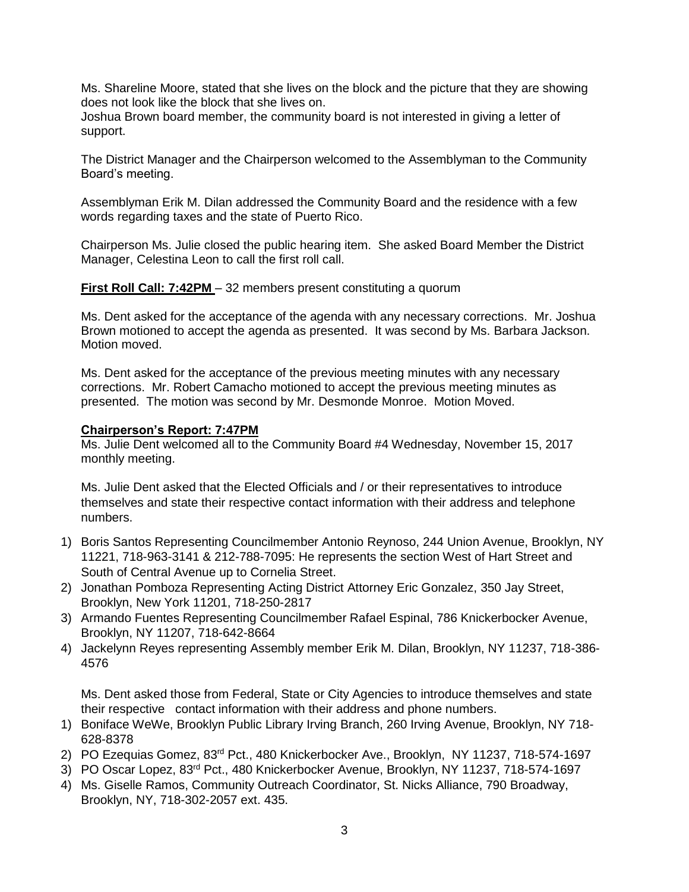Ms. Shareline Moore, stated that she lives on the block and the picture that they are showing does not look like the block that she lives on.
Joshua Brown board member, the community board is not interested in giving a letter of support.

The District Manager and the Chairperson welcomed to the Assemblyman to the Community Board's meeting.

Assemblyman Erik M. Dilan addressed the Community Board and the residence with a few words regarding taxes and the state of Puerto Rico.

Chairperson Ms. Julie closed the public hearing item. She asked Board Member the District Manager, Celestina Leon to call the first roll call.

**First Roll Call: 7:42PM** – 32 members present constituting a quorum

Ms. Dent asked for the acceptance of the agenda with any necessary corrections. Mr. Joshua Brown motioned to accept the agenda as presented. It was second by Ms. Barbara Jackson. Motion moved.

Ms. Dent asked for the acceptance of the previous meeting minutes with any necessary corrections. Mr. Robert Camacho motioned to accept the previous meeting minutes as presented. The motion was second by Mr. Desmonde Monroe. Motion Moved.

**Chairperson's Report: 7:47PM**

Ms. Julie Dent welcomed all to the Community Board #4 Wednesday, November 15, 2017 monthly meeting.

Ms. Julie Dent asked that the Elected Officials and / or their representatives to introduce themselves and state their respective contact information with their address and telephone numbers.

1) Boris Santos Representing Councilmember Antonio Reynoso, 244 Union Avenue, Brooklyn, NY 11221, 718-963-3141 & 212-788-7095: He represents the section West of Hart Street and South of Central Avenue up to Cornelia Street.
2) Jonathan Pomboza Representing Acting District Attorney Eric Gonzalez, 350 Jay Street, Brooklyn, New York 11201, 718-250-2817
3) Armando Fuentes Representing Councilmember Rafael Espinal, 786 Knickerbocker Avenue, Brooklyn, NY 11207, 718-642-8664
4) Jackelynn Reyes representing Assembly member Erik M. Dilan, Brooklyn, NY 11237, 718-386-4576

Ms. Dent asked those from Federal, State or City Agencies to introduce themselves and state their respective contact information with their address and phone numbers.

1) Boniface WeWe, Brooklyn Public Library Irving Branch, 260 Irving Avenue, Brooklyn, NY 718-628-8378
2) PO Ezequias Gomez, 83rd Pct., 480 Knickerbocker Ave., Brooklyn, NY 11237, 718-574-1697
3) PO Oscar Lopez, 83rd Pct., 480 Knickerbocker Avenue, Brooklyn, NY 11237, 718-574-1697
4) Ms. Giselle Ramos, Community Outreach Coordinator, St. Nicks Alliance, 790 Broadway, Brooklyn, NY, 718-302-2057 ext. 435.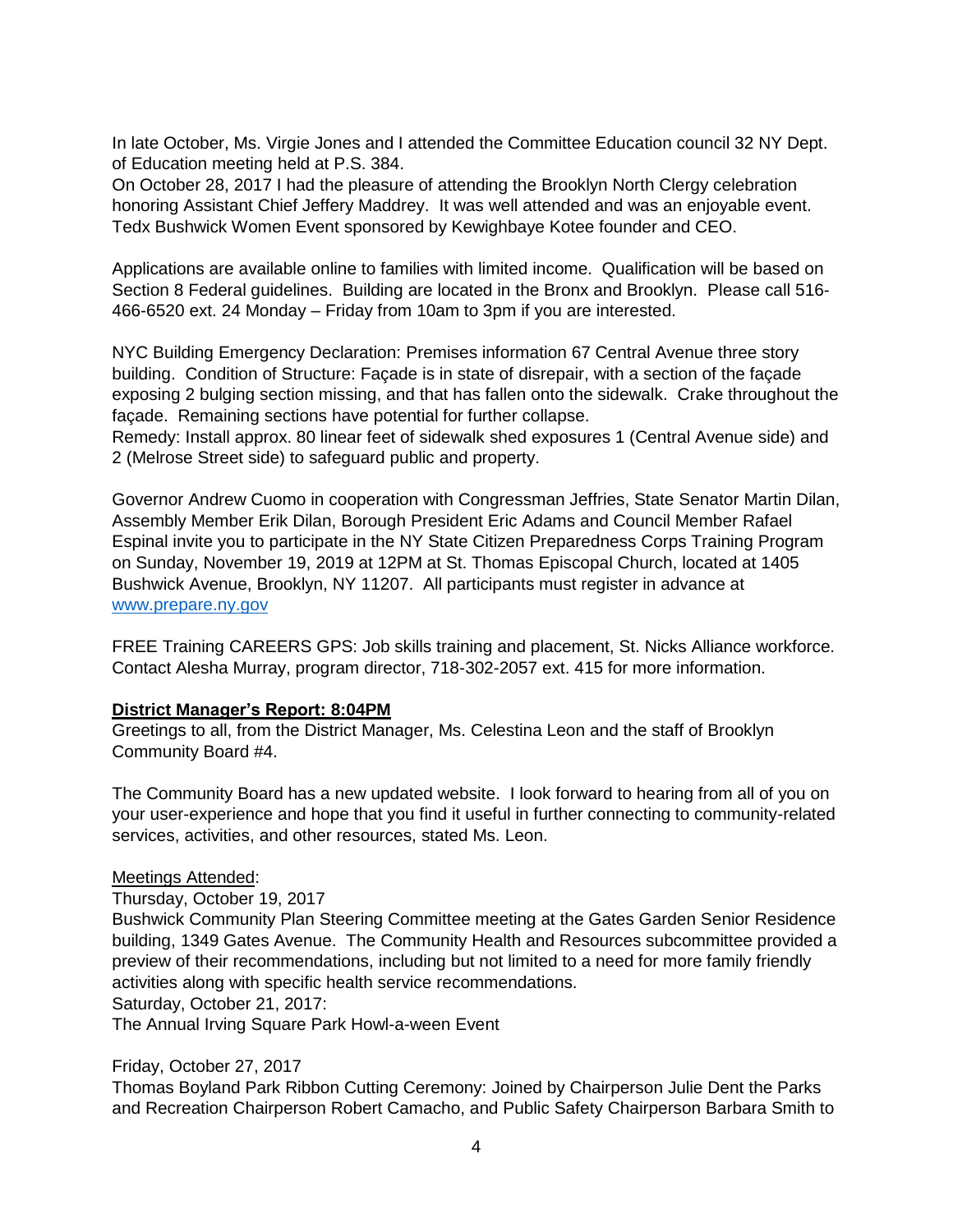In late October, Ms. Virgie Jones and I attended the Committee Education council 32 NY Dept. of Education meeting held at P.S. 384.
On October 28, 2017 I had the pleasure of attending the Brooklyn North Clergy celebration honoring Assistant Chief Jeffery Maddrey. It was well attended and was an enjoyable event.
Tedx Bushwick Women Event sponsored by Kewighbaye Kotee founder and CEO.

Applications are available online to families with limited income. Qualification will be based on Section 8 Federal guidelines. Building are located in the Bronx and Brooklyn. Please call 516-466-6520 ext. 24 Monday – Friday from 10am to 3pm if you are interested.

NYC Building Emergency Declaration: Premises information 67 Central Avenue three story building. Condition of Structure: Façade is in state of disrepair, with a section of the façade exposing 2 bulging section missing, and that has fallen onto the sidewalk. Crake throughout the façade. Remaining sections have potential for further collapse.
Remedy: Install approx. 80 linear feet of sidewalk shed exposures 1 (Central Avenue side) and 2 (Melrose Street side) to safeguard public and property.

Governor Andrew Cuomo in cooperation with Congressman Jeffries, State Senator Martin Dilan, Assembly Member Erik Dilan, Borough President Eric Adams and Council Member Rafael Espinal invite you to participate in the NY State Citizen Preparedness Corps Training Program on Sunday, November 19, 2019 at 12PM at St. Thomas Episcopal Church, located at 1405 Bushwick Avenue, Brooklyn, NY 11207. All participants must register in advance at [www.prepare.ny.gov](http://www.prepare.ny.gov)

FREE Training CAREERS GPS: Job skills training and placement, St. Nicks Alliance workforce. Contact Alesha Murray, program director, 718-302-2057 ext. 415 for more information.

**District Manager's Report: 8:04PM**

Greetings to all, from the District Manager, Ms. Celestina Leon and the staff of Brooklyn Community Board #4.

The Community Board has a new updated website. I look forward to hearing from all of you on your user-experience and hope that you find it useful in further connecting to community-related services, activities, and other resources, stated Ms. Leon.

Meetings Attended:

Thursday, October 19, 2017
Bushwick Community Plan Steering Committee meeting at the Gates Garden Senior Residence building, 1349 Gates Avenue. The Community Health and Resources subcommittee provided a preview of their recommendations, including but not limited to a need for more family friendly activities along with specific health service recommendations.
Saturday, October 21, 2017:
The Annual Irving Square Park Howl-a-ween Event

Friday, October 27, 2017
Thomas Boyland Park Ribbon Cutting Ceremony: Joined by Chairperson Julie Dent the Parks and Recreation Chairperson Robert Camacho, and Public Safety Chairperson Barbara Smith to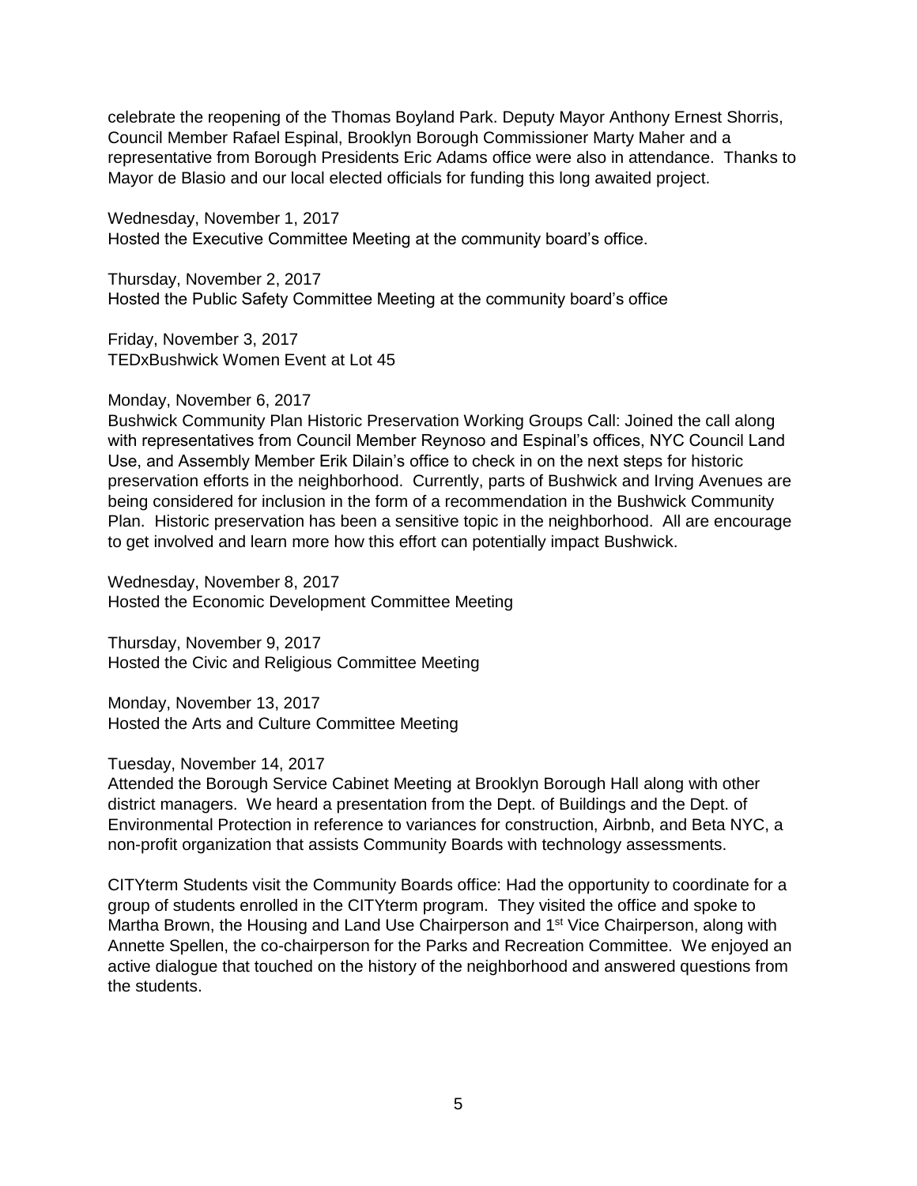celebrate the reopening of the Thomas Boyland Park. Deputy Mayor Anthony Ernest Shorris, Council Member Rafael Espinal, Brooklyn Borough Commissioner Marty Maher and a representative from Borough Presidents Eric Adams office were also in attendance. Thanks to Mayor de Blasio and our local elected officials for funding this long awaited project.

Wednesday, November 1, 2017
Hosted the Executive Committee Meeting at the community board's office.

Thursday, November 2, 2017
Hosted the Public Safety Committee Meeting at the community board's office

Friday, November 3, 2017
TEDxBushwick Women Event at Lot 45

Monday, November 6, 2017
Bushwick Community Plan Historic Preservation Working Groups Call: Joined the call along with representatives from Council Member Reynoso and Espinal's offices, NYC Council Land Use, and Assembly Member Erik Dilain's office to check in on the next steps for historic preservation efforts in the neighborhood. Currently, parts of Bushwick and Irving Avenues are being considered for inclusion in the form of a recommendation in the Bushwick Community Plan. Historic preservation has been a sensitive topic in the neighborhood. All are encourage to get involved and learn more how this effort can potentially impact Bushwick.

Wednesday, November 8, 2017
Hosted the Economic Development Committee Meeting

Thursday, November 9, 2017
Hosted the Civic and Religious Committee Meeting

Monday, November 13, 2017
Hosted the Arts and Culture Committee Meeting

Tuesday, November 14, 2017
Attended the Borough Service Cabinet Meeting at Brooklyn Borough Hall along with other district managers. We heard a presentation from the Dept. of Buildings and the Dept. of Environmental Protection in reference to variances for construction, Airbnb, and Beta NYC, a non-profit organization that assists Community Boards with technology assessments.

CITYterm Students visit the Community Boards office: Had the opportunity to coordinate for a group of students enrolled in the CITYterm program. They visited the office and spoke to Martha Brown, the Housing and Land Use Chairperson and 1st Vice Chairperson, along with Annette Spellen, the co-chairperson for the Parks and Recreation Committee. We enjoyed an active dialogue that touched on the history of the neighborhood and answered questions from the students.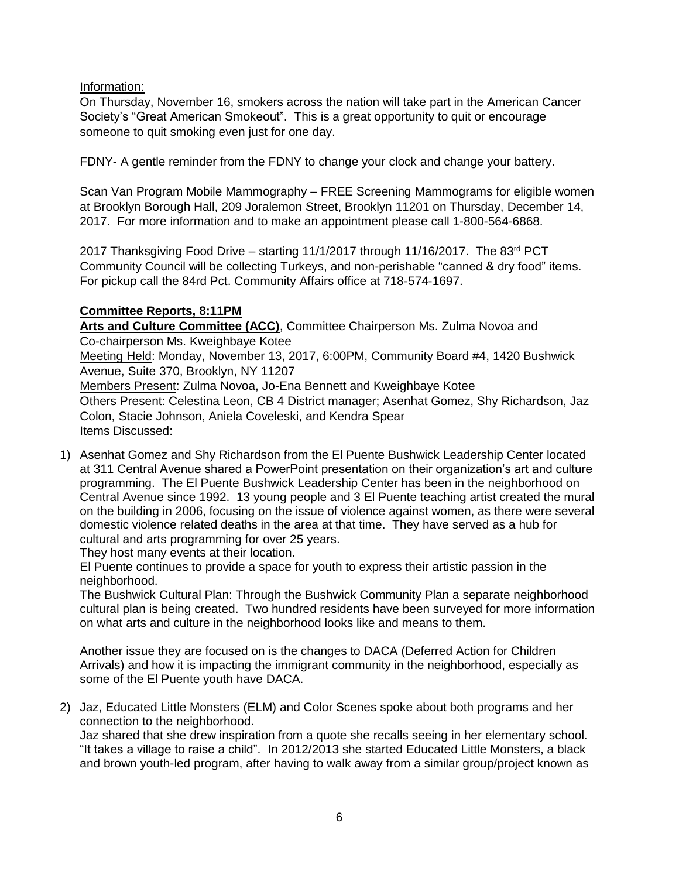Information:

On Thursday, November 16, smokers across the nation will take part in the American Cancer Society's "Great American Smokeout". This is a great opportunity to quit or encourage someone to quit smoking even just for one day.

FDNY- A gentle reminder from the FDNY to change your clock and change your battery.

Scan Van Program Mobile Mammography – FREE Screening Mammograms for eligible women at Brooklyn Borough Hall, 209 Joralemon Street, Brooklyn 11201 on Thursday, December 14, 2017. For more information and to make an appointment please call 1-800-564-6868.

2017 Thanksgiving Food Drive – starting 11/1/2017 through 11/16/2017. The 83rd PCT Community Council will be collecting Turkeys, and non-perishable "canned & dry food" items. For pickup call the 84rd Pct. Community Affairs office at 718-574-1697.

**Committee Reports, 8:11PM**

**Arts and Culture Committee (ACC)**, Committee Chairperson Ms. Zulma Novoa and Co-chairperson Ms. Kweighbaye Kotee

Meeting Held: Monday, November 13, 2017, 6:00PM, Community Board #4, 1420 Bushwick Avenue, Suite 370, Brooklyn, NY 11207

Members Present: Zulma Novoa, Jo-Ena Bennett and Kweighbaye Kotee

Others Present: Celestina Leon, CB 4 District manager; Asenhat Gomez, Shy Richardson, Jaz Colon, Stacie Johnson, Aniela Coveleski, and Kendra Spear

Items Discussed:

1) Asenhat Gomez and Shy Richardson from the El Puente Bushwick Leadership Center located at 311 Central Avenue shared a PowerPoint presentation on their organization's art and culture programming. The El Puente Bushwick Leadership Center has been in the neighborhood on Central Avenue since 1992. 13 young people and 3 El Puente teaching artist created the mural on the building in 2006, focusing on the issue of violence against women, as there were several domestic violence related deaths in the area at that time. They have served as a hub for cultural and arts programming for over 25 years.
   They host many events at their location.
   El Puente continues to provide a space for youth to express their artistic passion in the neighborhood.
   The Bushwick Cultural Plan: Through the Bushwick Community Plan a separate neighborhood cultural plan is being created. Two hundred residents have been surveyed for more information on what arts and culture in the neighborhood looks like and means to them.

   Another issue they are focused on is the changes to DACA (Deferred Action for Children Arrivals) and how it is impacting the immigrant community in the neighborhood, especially as some of the El Puente youth have DACA.

2) Jaz, Educated Little Monsters (ELM) and Color Scenes spoke about both programs and her connection to the neighborhood.
   Jaz shared that she drew inspiration from a quote she recalls seeing in her elementary school. "It takes a village to raise a child". In 2012/2013 she started Educated Little Monsters, a black and brown youth-led program, after having to walk away from a similar group/project known as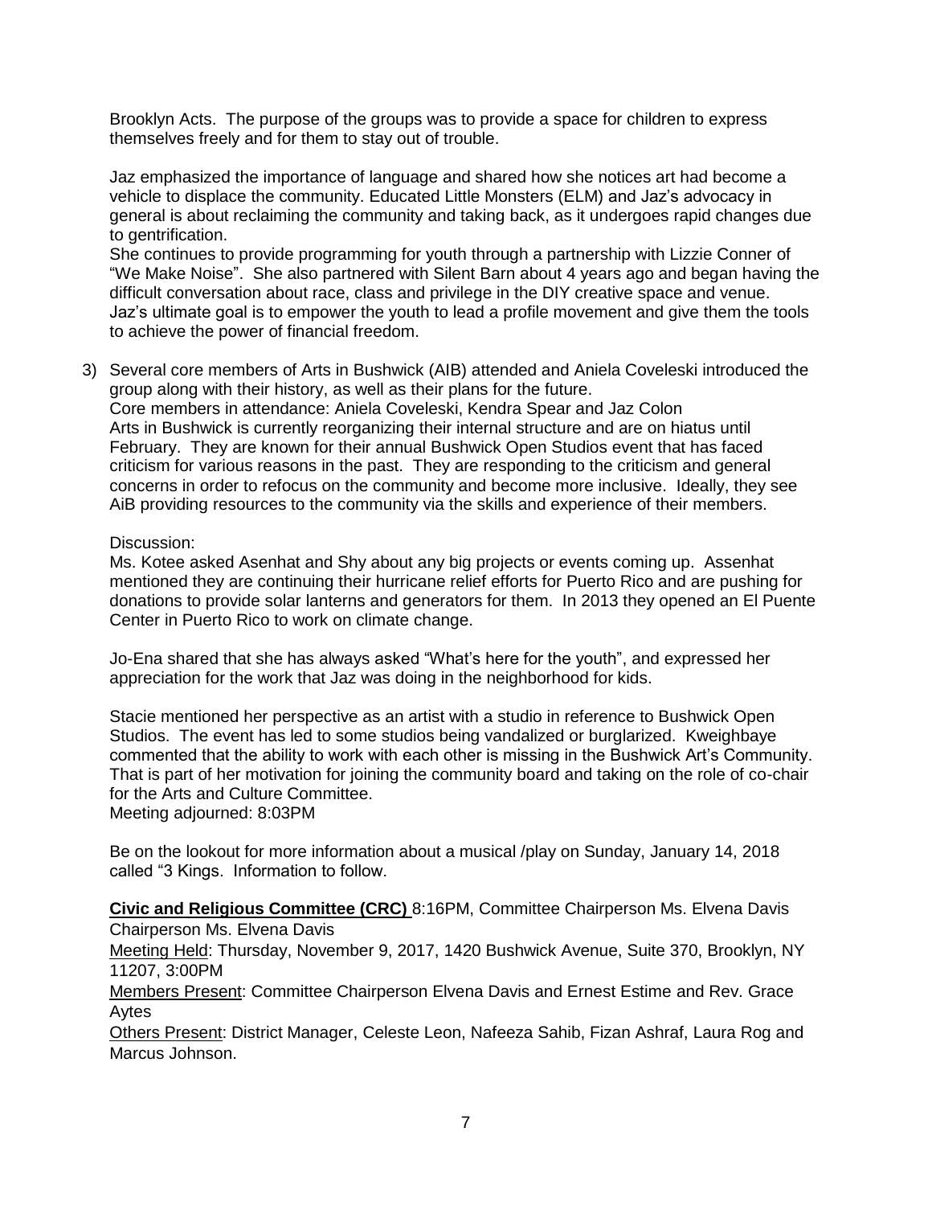Brooklyn Acts. The purpose of the groups was to provide a space for children to express themselves freely and for them to stay out of trouble.

Jaz emphasized the importance of language and shared how she notices art had become a vehicle to displace the community. Educated Little Monsters (ELM) and Jaz's advocacy in general is about reclaiming the community and taking back, as it undergoes rapid changes due to gentrification.
She continues to provide programming for youth through a partnership with Lizzie Conner of "We Make Noise". She also partnered with Silent Barn about 4 years ago and began having the difficult conversation about race, class and privilege in the DIY creative space and venue. Jaz's ultimate goal is to empower the youth to lead a profile movement and give them the tools to achieve the power of financial freedom.

3) Several core members of Arts in Bushwick (AIB) attended and Aniela Coveleski introduced the group along with their history, as well as their plans for the future.
Core members in attendance: Aniela Coveleski, Kendra Spear and Jaz Colon
Arts in Bushwick is currently reorganizing their internal structure and are on hiatus until February. They are known for their annual Bushwick Open Studios event that has faced criticism for various reasons in the past. They are responding to the criticism and general concerns in order to refocus on the community and become more inclusive. Ideally, they see AiB providing resources to the community via the skills and experience of their members.

Discussion:
Ms. Kotee asked Asenhat and Shy about any big projects or events coming up. Assenhat mentioned they are continuing their hurricane relief efforts for Puerto Rico and are pushing for donations to provide solar lanterns and generators for them. In 2013 they opened an El Puente Center in Puerto Rico to work on climate change.

Jo-Ena shared that she has always asked "What's here for the youth", and expressed her appreciation for the work that Jaz was doing in the neighborhood for kids.

Stacie mentioned her perspective as an artist with a studio in reference to Bushwick Open Studios. The event has led to some studios being vandalized or burglarized. Kweighbaye commented that the ability to work with each other is missing in the Bushwick Art's Community. That is part of her motivation for joining the community board and taking on the role of co-chair for the Arts and Culture Committee.
Meeting adjourned: 8:03PM

Be on the lookout for more information about a musical /play on Sunday, January 14, 2018 called "3 Kings. Information to follow.

**Civic and Religious Committee (CRC)** 8:16PM, Committee Chairperson Ms. Elvena Davis
Chairperson Ms. Elvena Davis
Meeting Held: Thursday, November 9, 2017, 1420 Bushwick Avenue, Suite 370, Brooklyn, NY 11207, 3:00PM
Members Present: Committee Chairperson Elvena Davis and Ernest Estime and Rev. Grace Aytes
Others Present: District Manager, Celeste Leon, Nafeeza Sahib, Fizan Ashraf, Laura Rog and Marcus Johnson.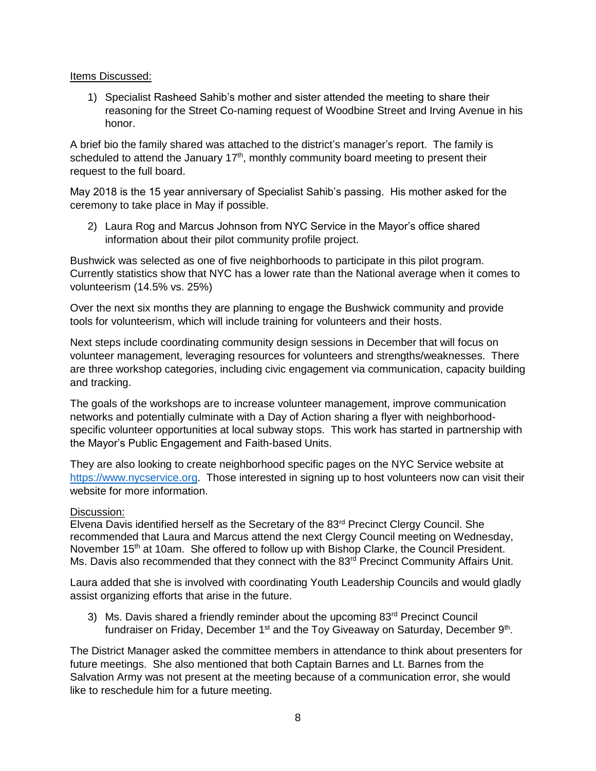Items Discussed:

1) Specialist Rasheed Sahib's mother and sister attended the meeting to share their reasoning for the Street Co-naming request of Woodbine Street and Irving Avenue in his honor.

A brief bio the family shared was attached to the district's manager's report. The family is scheduled to attend the January 17th, monthly community board meeting to present their request to the full board.

May 2018 is the 15 year anniversary of Specialist Sahib's passing. His mother asked for the ceremony to take place in May if possible.

2) Laura Rog and Marcus Johnson from NYC Service in the Mayor's office shared information about their pilot community profile project.

Bushwick was selected as one of five neighborhoods to participate in this pilot program. Currently statistics show that NYC has a lower rate than the National average when it comes to volunteerism (14.5% vs. 25%)

Over the next six months they are planning to engage the Bushwick community and provide tools for volunteerism, which will include training for volunteers and their hosts.

Next steps include coordinating community design sessions in December that will focus on volunteer management, leveraging resources for volunteers and strengths/weaknesses. There are three workshop categories, including civic engagement via communication, capacity building and tracking.

The goals of the workshops are to increase volunteer management, improve communication networks and potentially culminate with a Day of Action sharing a flyer with neighborhood-specific volunteer opportunities at local subway stops. This work has started in partnership with the Mayor's Public Engagement and Faith-based Units.

They are also looking to create neighborhood specific pages on the NYC Service website at https://www.nycservice.org. Those interested in signing up to host volunteers now can visit their website for more information.

Discussion:
Elvena Davis identified herself as the Secretary of the 83rd Precinct Clergy Council. She recommended that Laura and Marcus attend the next Clergy Council meeting on Wednesday, November 15th at 10am. She offered to follow up with Bishop Clarke, the Council President. Ms. Davis also recommended that they connect with the 83rd Precinct Community Affairs Unit.

Laura added that she is involved with coordinating Youth Leadership Councils and would gladly assist organizing efforts that arise in the future.

3) Ms. Davis shared a friendly reminder about the upcoming 83rd Precinct Council fundraiser on Friday, December 1st and the Toy Giveaway on Saturday, December 9th.

The District Manager asked the committee members in attendance to think about presenters for future meetings. She also mentioned that both Captain Barnes and Lt. Barnes from the Salvation Army was not present at the meeting because of a communication error, she would like to reschedule him for a future meeting.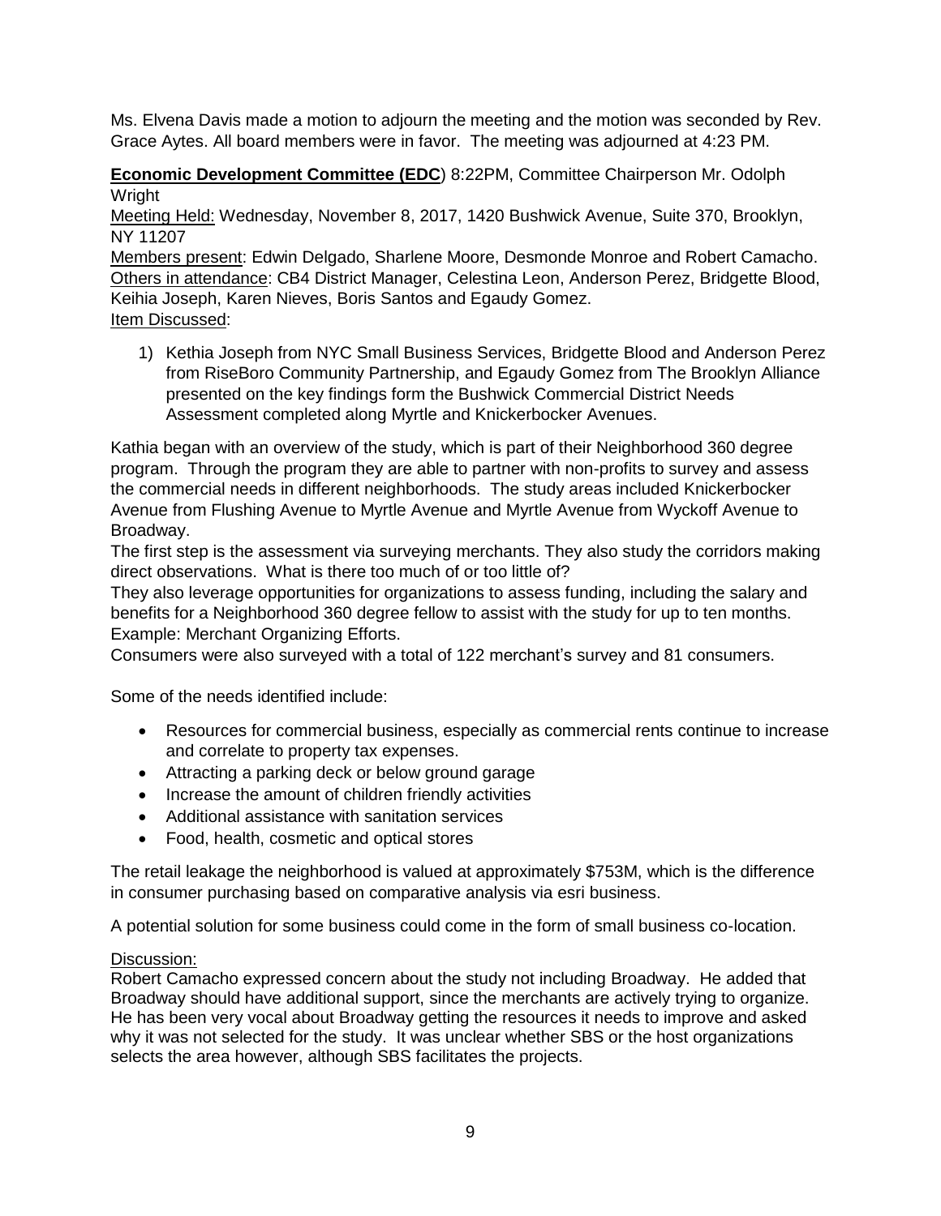Ms. Elvena Davis made a motion to adjourn the meeting and the motion was seconded by Rev. Grace Aytes. All board members were in favor. The meeting was adjourned at 4:23 PM.

**Economic Development Committee (EDC**) 8:22PM, Committee Chairperson Mr. Odolph Wright

Meeting Held: Wednesday, November 8, 2017, 1420 Bushwick Avenue, Suite 370, Brooklyn, NY 11207

Members present: Edwin Delgado, Sharlene Moore, Desmonde Monroe and Robert Camacho.

Others in attendance: CB4 District Manager, Celestina Leon, Anderson Perez, Bridgette Blood, Keihia Joseph, Karen Nieves, Boris Santos and Egaudy Gomez.

Item Discussed:

1) Kethia Joseph from NYC Small Business Services, Bridgette Blood and Anderson Perez from RiseBoro Community Partnership, and Egaudy Gomez from The Brooklyn Alliance presented on the key findings form the Bushwick Commercial District Needs Assessment completed along Myrtle and Knickerbocker Avenues.

Kathia began with an overview of the study, which is part of their Neighborhood 360 degree program. Through the program they are able to partner with non-profits to survey and assess the commercial needs in different neighborhoods. The study areas included Knickerbocker Avenue from Flushing Avenue to Myrtle Avenue and Myrtle Avenue from Wyckoff Avenue to Broadway.

The first step is the assessment via surveying merchants. They also study the corridors making direct observations. What is there too much of or too little of?

They also leverage opportunities for organizations to assess funding, including the salary and benefits for a Neighborhood 360 degree fellow to assist with the study for up to ten months. Example: Merchant Organizing Efforts.

Consumers were also surveyed with a total of 122 merchant's survey and 81 consumers.

Some of the needs identified include:

- Resources for commercial business, especially as commercial rents continue to increase and correlate to property tax expenses.
- Attracting a parking deck or below ground garage
- Increase the amount of children friendly activities
- Additional assistance with sanitation services
- Food, health, cosmetic and optical stores

The retail leakage the neighborhood is valued at approximately $753M, which is the difference in consumer purchasing based on comparative analysis via esri business.

A potential solution for some business could come in the form of small business co-location.

Discussion:

Robert Camacho expressed concern about the study not including Broadway. He added that Broadway should have additional support, since the merchants are actively trying to organize. He has been very vocal about Broadway getting the resources it needs to improve and asked why it was not selected for the study. It was unclear whether SBS or the host organizations selects the area however, although SBS facilitates the projects.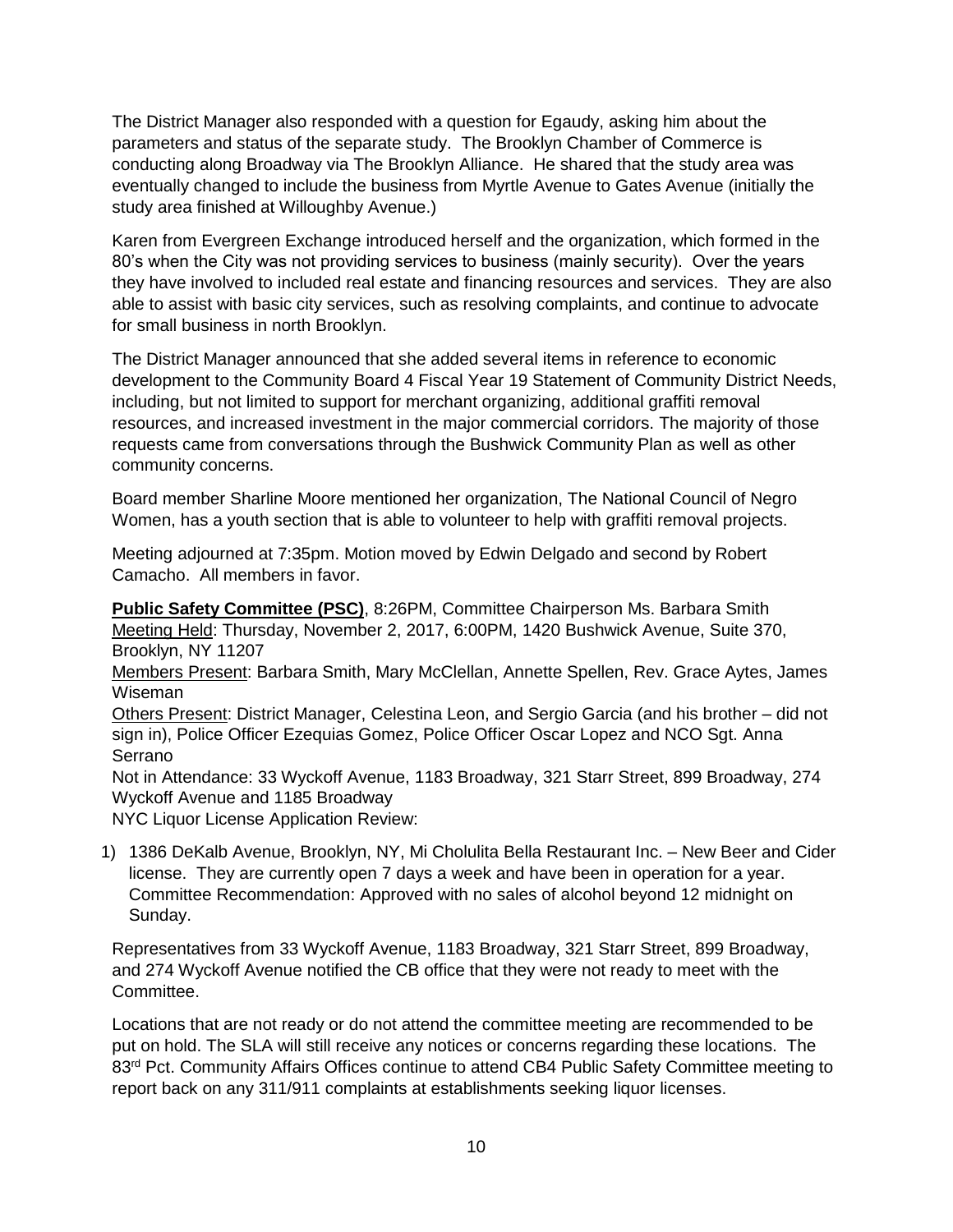The District Manager also responded with a question for Egaudy, asking him about the parameters and status of the separate study. The Brooklyn Chamber of Commerce is conducting along Broadway via The Brooklyn Alliance. He shared that the study area was eventually changed to include the business from Myrtle Avenue to Gates Avenue (initially the study area finished at Willoughby Avenue.)

Karen from Evergreen Exchange introduced herself and the organization, which formed in the 80's when the City was not providing services to business (mainly security). Over the years they have involved to included real estate and financing resources and services. They are also able to assist with basic city services, such as resolving complaints, and continue to advocate for small business in north Brooklyn.

The District Manager announced that she added several items in reference to economic development to the Community Board 4 Fiscal Year 19 Statement of Community District Needs, including, but not limited to support for merchant organizing, additional graffiti removal resources, and increased investment in the major commercial corridors. The majority of those requests came from conversations through the Bushwick Community Plan as well as other community concerns.

Board member Sharline Moore mentioned her organization, The National Council of Negro Women, has a youth section that is able to volunteer to help with graffiti removal projects.

Meeting adjourned at 7:35pm. Motion moved by Edwin Delgado and second by Robert Camacho. All members in favor.

**Public Safety Committee (PSC)**, 8:26PM, Committee Chairperson Ms. Barbara Smith
Meeting Held: Thursday, November 2, 2017, 6:00PM, 1420 Bushwick Avenue, Suite 370, Brooklyn, NY 11207
Members Present: Barbara Smith, Mary McClellan, Annette Spellen, Rev. Grace Aytes, James Wiseman
Others Present: District Manager, Celestina Leon, and Sergio Garcia (and his brother – did not sign in), Police Officer Ezequias Gomez, Police Officer Oscar Lopez and NCO Sgt. Anna Serrano
Not in Attendance: 33 Wyckoff Avenue, 1183 Broadway, 321 Starr Street, 899 Broadway, 274 Wyckoff Avenue and 1185 Broadway
NYC Liquor License Application Review:

1) 1386 DeKalb Avenue, Brooklyn, NY, Mi Cholulita Bella Restaurant Inc. – New Beer and Cider license. They are currently open 7 days a week and have been in operation for a year. Committee Recommendation: Approved with no sales of alcohol beyond 12 midnight on Sunday.

Representatives from 33 Wyckoff Avenue, 1183 Broadway, 321 Starr Street, 899 Broadway, and 274 Wyckoff Avenue notified the CB office that they were not ready to meet with the Committee.

Locations that are not ready or do not attend the committee meeting are recommended to be put on hold. The SLA will still receive any notices or concerns regarding these locations. The 83rd Pct. Community Affairs Offices continue to attend CB4 Public Safety Committee meeting to report back on any 311/911 complaints at establishments seeking liquor licenses.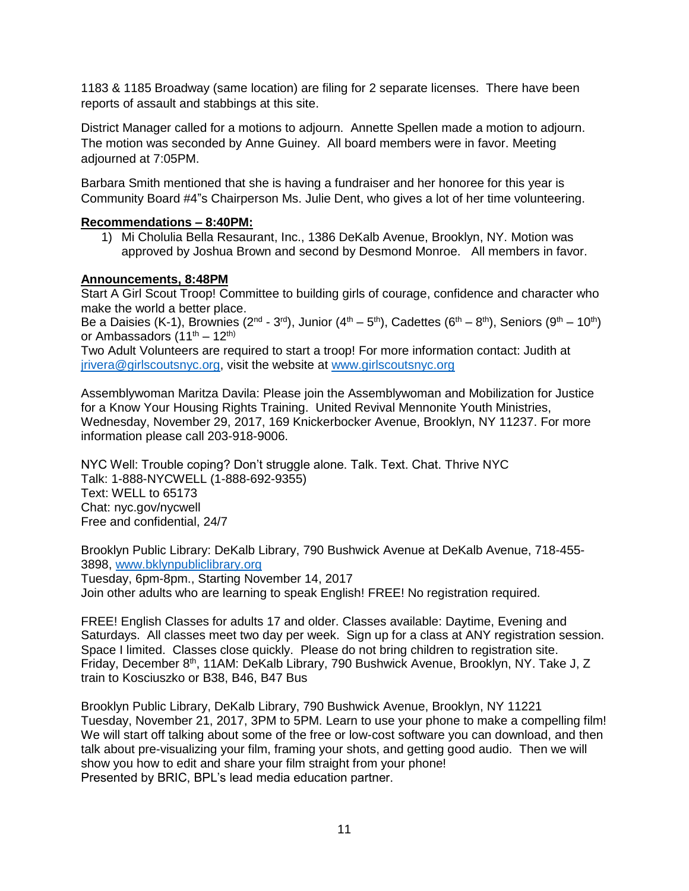1183 & 1185 Broadway (same location) are filing for 2 separate licenses. There have been reports of assault and stabbings at this site.

District Manager called for a motions to adjourn. Annette Spellen made a motion to adjourn. The motion was seconded by Anne Guiney. All board members were in favor. Meeting adjourned at 7:05PM.

Barbara Smith mentioned that she is having a fundraiser and her honoree for this year is Community Board #4"s Chairperson Ms. Julie Dent, who gives a lot of her time volunteering.

**Recommendations – 8:40PM:**

1) Mi Cholulia Bella Resaurant, Inc., 1386 DeKalb Avenue, Brooklyn, NY. Motion was approved by Joshua Brown and second by Desmond Monroe. All members in favor.

**Announcements, 8:48PM**

Start A Girl Scout Troop! Committee to building girls of courage, confidence and character who make the world a better place.
Be a Daisies (K-1), Brownies (2nd - 3rd), Junior (4th – 5th), Cadettes (6th – 8th), Seniors (9th – 10th) or Ambassadors (11th – 12th)
Two Adult Volunteers are required to start a troop! For more information contact: Judith at jrivera@girlscoutsnyc.org, visit the website at www.girlscoutsnyc.org

Assemblywoman Maritza Davila: Please join the Assemblywoman and Mobilization for Justice for a Know Your Housing Rights Training. United Revival Mennonite Youth Ministries, Wednesday, November 29, 2017, 169 Knickerbocker Avenue, Brooklyn, NY 11237. For more information please call 203-918-9006.

NYC Well: Trouble coping? Don't struggle alone. Talk. Text. Chat. Thrive NYC
Talk: 1-888-NYCWELL (1-888-692-9355)
Text: WELL to 65173
Chat: nyc.gov/nycwell
Free and confidential, 24/7

Brooklyn Public Library: DeKalb Library, 790 Bushwick Avenue at DeKalb Avenue, 718-455-3898, www.bklynpubliclibrary.org
Tuesday, 6pm-8pm., Starting November 14, 2017
Join other adults who are learning to speak English! FREE! No registration required.

FREE! English Classes for adults 17 and older. Classes available: Daytime, Evening and Saturdays. All classes meet two day per week. Sign up for a class at ANY registration session. Space I limited. Classes close quickly. Please do not bring children to registration site.
Friday, December 8th, 11AM: DeKalb Library, 790 Bushwick Avenue, Brooklyn, NY. Take J, Z train to Kosciuszko or B38, B46, B47 Bus

Brooklyn Public Library, DeKalb Library, 790 Bushwick Avenue, Brooklyn, NY 11221
Tuesday, November 21, 2017, 3PM to 5PM. Learn to use your phone to make a compelling film! We will start off talking about some of the free or low-cost software you can download, and then talk about pre-visualizing your film, framing your shots, and getting good audio. Then we will show you how to edit and share your film straight from your phone!
Presented by BRIC, BPL's lead media education partner.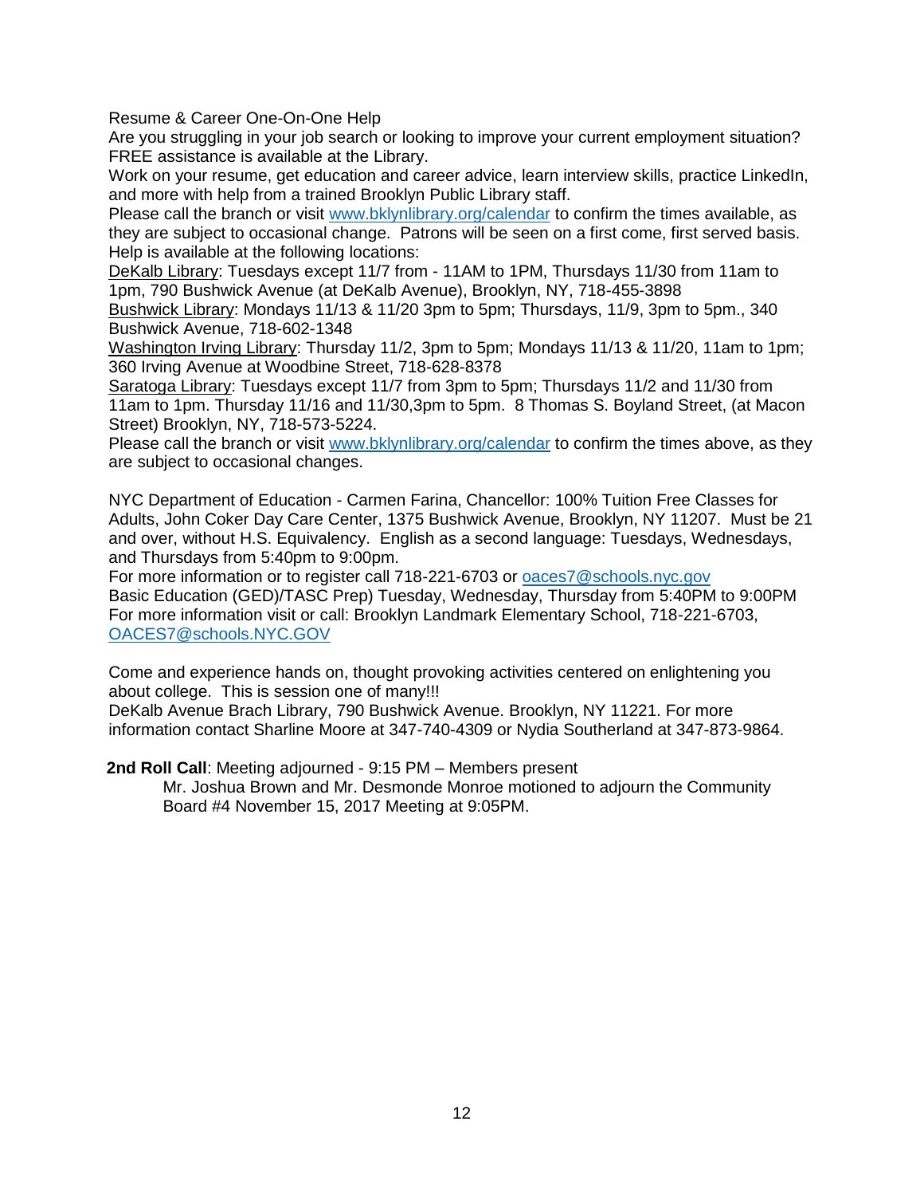Resume & Career One-On-One Help

Are you struggling in your job search or looking to improve your current employment situation? FREE assistance is available at the Library.

Work on your resume, get education and career advice, learn interview skills, practice LinkedIn, and more with help from a trained Brooklyn Public Library staff.

Please call the branch or visit www.bklynlibrary.org/calendar to confirm the times available, as they are subject to occasional change. Patrons will be seen on a first come, first served basis. Help is available at the following locations:

DeKalb Library: Tuesdays except 11/7 from - 11AM to 1PM, Thursdays 11/30 from 11am to 1pm, 790 Bushwick Avenue (at DeKalb Avenue), Brooklyn, NY, 718-455-3898

Bushwick Library: Mondays 11/13 & 11/20 3pm to 5pm; Thursdays, 11/9, 3pm to 5pm., 340 Bushwick Avenue, 718-602-1348

Washington Irving Library: Thursday 11/2, 3pm to 5pm; Mondays 11/13 & 11/20, 11am to 1pm; 360 Irving Avenue at Woodbine Street, 718-628-8378

Saratoga Library: Tuesdays except 11/7 from 3pm to 5pm; Thursdays 11/2 and 11/30 from 11am to 1pm. Thursday 11/16 and 11/30,3pm to 5pm. 8 Thomas S. Boyland Street, (at Macon Street) Brooklyn, NY, 718-573-5224.

Please call the branch or visit www.bklynlibrary.org/calendar to confirm the times above, as they are subject to occasional changes.

NYC Department of Education - Carmen Farina, Chancellor: 100% Tuition Free Classes for Adults, John Coker Day Care Center, 1375 Bushwick Avenue, Brooklyn, NY 11207. Must be 21 and over, without H.S. Equivalency. English as a second language: Tuesdays, Wednesdays, and Thursdays from 5:40pm to 9:00pm.

For more information or to register call 718-221-6703 or oaces7@schools.nyc.gov

Basic Education (GED)/TASC Prep) Tuesday, Wednesday, Thursday from 5:40PM to 9:00PM

For more information visit or call: Brooklyn Landmark Elementary School, 718-221-6703, OACES7@schools.NYC.GOV

Come and experience hands on, thought provoking activities centered on enlightening you about college. This is session one of many!!!

DeKalb Avenue Brach Library, 790 Bushwick Avenue. Brooklyn, NY 11221. For more information contact Sharline Moore at 347-740-4309 or Nydia Southerland at 347-873-9864.

**2nd Roll Call**: Meeting adjourned - 9:15 PM – Members present

Mr. Joshua Brown and Mr. Desmonde Monroe motioned to adjourn the Community Board #4 November 15, 2017 Meeting at 9:05PM.